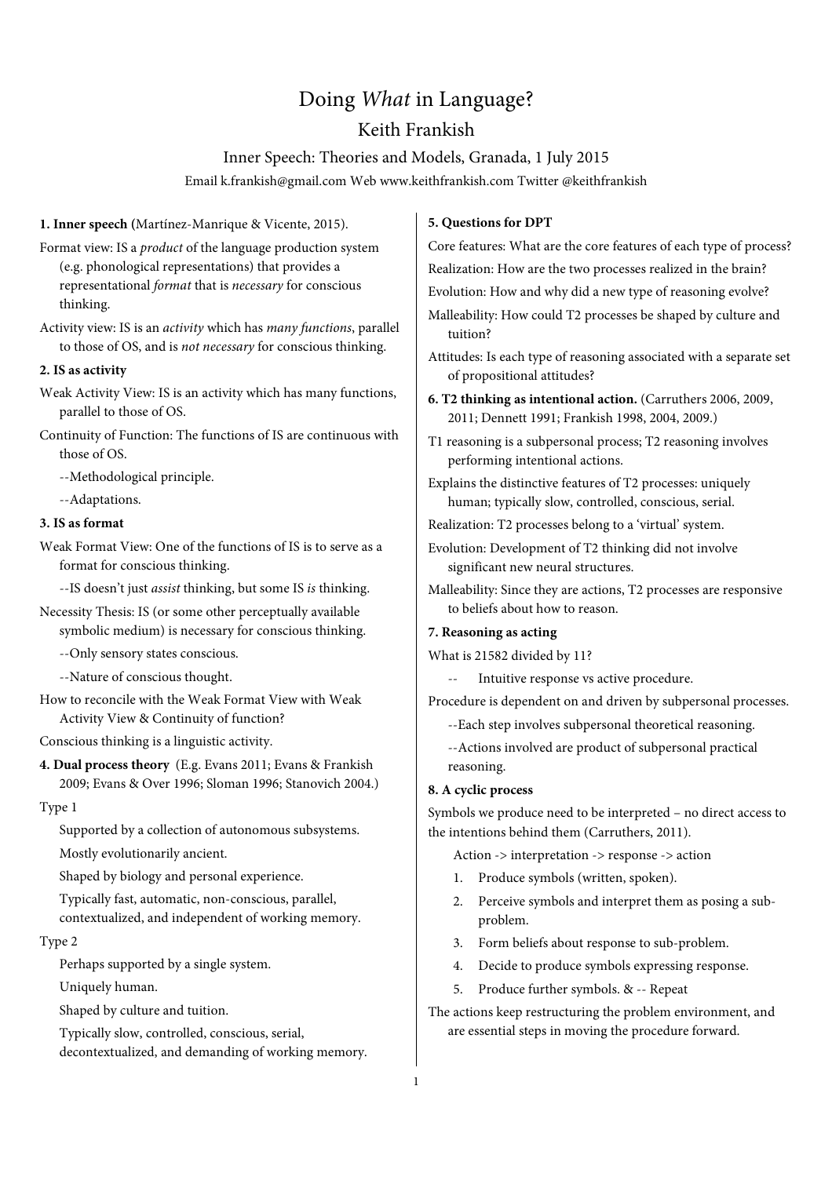# Doing *What* in Language?

## Keith Frankish

### Inner Speech: Theories and Models, Granada, 1 July 2015

Email k.frankish@gmail.com Web www.keithfrankish.com Twitter @keithfrankish

**1. Inner speech (**Martínez-Manrique & Vicente, 2015).

Format view: IS a *product* of the language production system (e.g. phonological representations) that provides a representational *format* that is *necessary* for conscious thinking.

Activity view: IS is an *activity* which has *many functions*, parallel to those of OS, and is *not necessary* for conscious thinking.

**2. IS as activity**

Weak Activity View: IS is an activity which has many functions, parallel to those of OS.

Continuity of Function: The functions of IS are continuous with those of OS.

--Methodological principle.

--Adaptations.

**3. IS as format**

Weak Format View: One of the functions of IS is to serve as a format for conscious thinking.

--IS doesn't just *assist* thinking, but some IS *is* thinking.

Necessity Thesis: IS (or some other perceptually available symbolic medium) is necessary for conscious thinking.

--Only sensory states conscious.

--Nature of conscious thought.

How to reconcile with the Weak Format View with Weak Activity View & Continuity of function?

Conscious thinking is a linguistic activity.

**4. Dual process theory** (E.g. Evans 2011; Evans & Frankish 2009; Evans & Over 1996; Sloman 1996; Stanovich 2004.)

Type 1

Supported by a collection of autonomous subsystems.

Mostly evolutionarily ancient.

Shaped by biology and personal experience.

Typically fast, automatic, non-conscious, parallel, contextualized, and independent of working memory.

Type 2

Perhaps supported by a single system.

Uniquely human.

Shaped by culture and tuition.

Typically slow, controlled, conscious, serial, decontextualized, and demanding of working memory.

**5. Questions for DPT**

Core features: What are the core features of each type of process?

Realization: How are the two processes realized in the brain?

Evolution: How and why did a new type of reasoning evolve?

Malleability: How could T2 processes be shaped by culture and tuition?

Attitudes: Is each type of reasoning associated with a separate set of propositional attitudes?

**6. T2 thinking as intentional action.** (Carruthers 2006, 2009, 2011; Dennett 1991; Frankish 1998, 2004, 2009.)

T1 reasoning is a subpersonal process; T2 reasoning involves performing intentional actions.

Explains the distinctive features of T2 processes: uniquely human; typically slow, controlled, conscious, serial.

Realization: T2 processes belong to a 'virtual' system.

Evolution: Development of T2 thinking did not involve significant new neural structures.

Malleability: Since they are actions, T2 processes are responsive to beliefs about how to reason.

**7. Reasoning as acting**

What is 21582 divided by 11?

-- Intuitive response vs active procedure.

Procedure is dependent on and driven by subpersonal processes.

--Each step involves subpersonal theoretical reasoning.

--Actions involved are product of subpersonal practical reasoning.

**8. A cyclic process**

Symbols we produce need to be interpreted – no direct access to the intentions behind them (Carruthers, 2011).

Action -> interpretation -> response -> action

1. Produce symbols (written, spoken).
2. Perceive symbols and interpret them as posing a sub-problem.
3. Form beliefs about response to sub-problem.
4. Decide to produce symbols expressing response.
5. Produce further symbols. & -- Repeat

The actions keep restructuring the problem environment, and are essential steps in moving the procedure forward.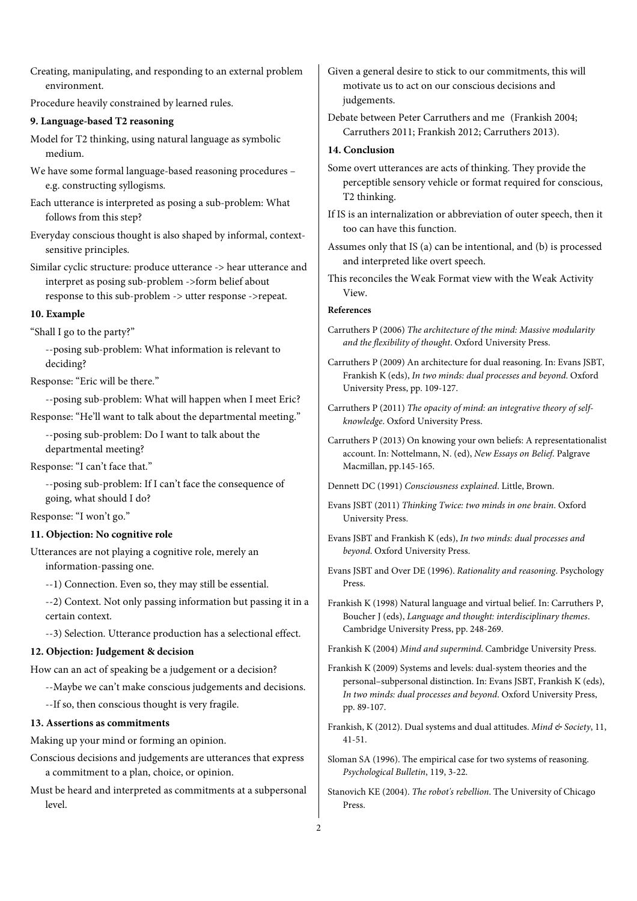Creating, manipulating, and responding to an external problem environment.

Procedure heavily constrained by learned rules.

**9. Language-based T2 reasoning**

Model for T2 thinking, using natural language as symbolic medium.

We have some formal language-based reasoning procedures – e.g. constructing syllogisms.

Each utterance is interpreted as posing a sub-problem: What follows from this step?

Everyday conscious thought is also shaped by informal, context-sensitive principles.

Similar cyclic structure: produce utterance -> hear utterance and interpret as posing sub-problem ->form belief about response to this sub-problem -> utter response ->repeat.

**10. Example**

"Shall I go to the party?"

--posing sub-problem: What information is relevant to deciding?

Response: "Eric will be there."

--posing sub-problem: What will happen when I meet Eric?

Response: "He'll want to talk about the departmental meeting."

--posing sub-problem: Do I want to talk about the departmental meeting?

Response: "I can't face that."

--posing sub-problem: If I can't face the consequence of going, what should I do?

Response: "I won't go."

**11. Objection: No cognitive role**

Utterances are not playing a cognitive role, merely an information-passing one.

--1) Connection. Even so, they may still be essential.

--2) Context. Not only passing information but passing it in a certain context.

--3) Selection. Utterance production has a selectional effect.

**12. Objection: Judgement & decision**

How can an act of speaking be a judgement or a decision?

--Maybe we can't make conscious judgements and decisions.

--If so, then conscious thought is very fragile.

**13. Assertions as commitments**

Making up your mind or forming an opinion.

Conscious decisions and judgements are utterances that express a commitment to a plan, choice, or opinion.

Must be heard and interpreted as commitments at a subpersonal level.

Given a general desire to stick to our commitments, this will motivate us to act on our conscious decisions and judgements.

Debate between Peter Carruthers and me (Frankish 2004; Carruthers 2011; Frankish 2012; Carruthers 2013).

**14. Conclusion**

Some overt utterances are acts of thinking. They provide the perceptible sensory vehicle or format required for conscious, T2 thinking.

If IS is an internalization or abbreviation of outer speech, then it too can have this function.

Assumes only that IS (a) can be intentional, and (b) is processed and interpreted like overt speech.

This reconciles the Weak Format view with the Weak Activity View.

**References**

Carruthers P (2006) *The architecture of the mind: Massive modularity and the flexibility of thought*. Oxford University Press.

Carruthers P (2009) An architecture for dual reasoning. In: Evans JSBT, Frankish K (eds), *In two minds: dual processes and beyond*. Oxford University Press, pp. 109-127.

Carruthers P (2011) *The opacity of mind: an integrative theory of self-knowledge*. Oxford University Press.

Carruthers P (2013) On knowing your own beliefs: A representationalist account. In: Nottelmann, N. (ed), *New Essays on Belief*. Palgrave Macmillan, pp.145-165.

Dennett DC (1991) *Consciousness explained*. Little, Brown.

Evans JSBT (2011) *Thinking Twice: two minds in one brain*. Oxford University Press.

Evans JSBT and Frankish K (eds), *In two minds: dual processes and beyond*. Oxford University Press.

Evans JSBT and Over DE (1996). *Rationality and reasoning*. Psychology Press.

Frankish K (1998) Natural language and virtual belief. In: Carruthers P, Boucher J (eds), *Language and thought: interdisciplinary themes*. Cambridge University Press, pp. 248-269.

Frankish K (2004) *Mind and supermind*. Cambridge University Press.

Frankish K (2009) Systems and levels: dual-system theories and the personal–subpersonal distinction. In: Evans JSBT, Frankish K (eds), *In two minds: dual processes and beyond*. Oxford University Press, pp. 89-107.

Frankish, K (2012). Dual systems and dual attitudes. *Mind & Society*, 11, 41-51.

Sloman SA (1996). The empirical case for two systems of reasoning. *Psychological Bulletin*, 119, 3-22.

Stanovich KE (2004). *The robot's rebellion*. The University of Chicago Press.